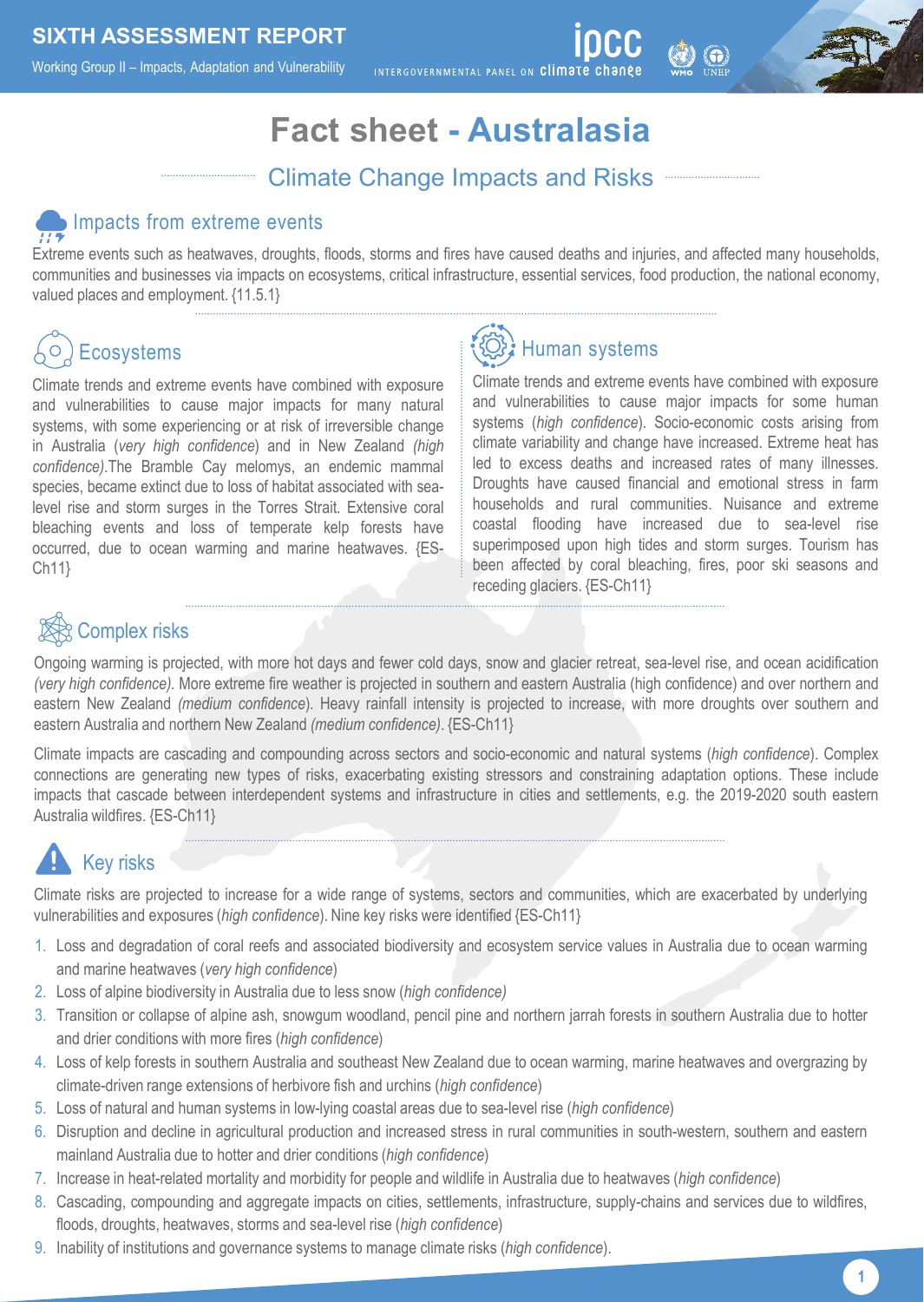SIXTH ASSESSMENT REPORT

Working Group II – Impacts, Adaptation and Vulnerability

# Fact sheet - Australasia

## Climate Change Impacts and Risks

### Impacts from extreme events

Extreme events such as heatwaves, droughts, floods, storms and fires have caused deaths and injuries, and affected many households, communities and businesses via impacts on ecosystems, critical infrastructure, essential services, food production, the national economy, valued places and employment. {11.5.1}

### Ecosystems

Climate trends and extreme events have combined with exposure and vulnerabilities to cause major impacts for many natural systems, with some experiencing or at risk of irreversible change in Australia (*very high confidence*) and in New Zealand (*high confidence).*The Bramble Cay melomys, an endemic mammal species, became extinct due to loss of habitat associated with sea-level rise and storm surges in the Torres Strait. Extensive coral bleaching events and loss of temperate kelp forests have occurred, due to ocean warming and marine heatwaves. {ES-Ch11}

### Human systems

Climate trends and extreme events have combined with exposure and vulnerabilities to cause major impacts for some human systems (*high confidence*). Socio-economic costs arising from climate variability and change have increased. Extreme heat has led to excess deaths and increased rates of many illnesses. Droughts have caused financial and emotional stress in farm households and rural communities. Nuisance and extreme coastal flooding have increased due to sea-level rise superimposed upon high tides and storm surges. Tourism has been affected by coral bleaching, fires, poor ski seasons and receding glaciers. {ES-Ch11}

### Complex risks

Ongoing warming is projected, with more hot days and fewer cold days, snow and glacier retreat, sea-level rise, and ocean acidification *(very high confidence).* More extreme fire weather is projected in southern and eastern Australia (high confidence) and over northern and eastern New Zealand *(medium confidence*). Heavy rainfall intensity is projected to increase, with more droughts over southern and eastern Australia and northern New Zealand *(medium confidence)*. {ES-Ch11}

Climate impacts are cascading and compounding across sectors and socio-economic and natural systems (*high confidence*). Complex connections are generating new types of risks, exacerbating existing stressors and constraining adaptation options. These include impacts that cascade between interdependent systems and infrastructure in cities and settlements, e.g. the 2019-2020 south eastern Australia wildfires. {ES-Ch11}

### Key risks

Climate risks are projected to increase for a wide range of systems, sectors and communities, which are exacerbated by underlying vulnerabilities and exposures (*high confidence*). Nine key risks were identified {ES-Ch11}

1. Loss and degradation of coral reefs and associated biodiversity and ecosystem service values in Australia due to ocean warming and marine heatwaves (*very high confidence*)
2. Loss of alpine biodiversity in Australia due to less snow (*high confidence)*
3. Transition or collapse of alpine ash, snowgum woodland, pencil pine and northern jarrah forests in southern Australia due to hotter and drier conditions with more fires (*high confidence*)
4. Loss of kelp forests in southern Australia and southeast New Zealand due to ocean warming, marine heatwaves and overgrazing by climate-driven range extensions of herbivore fish and urchins (*high confidence*)
5. Loss of natural and human systems in low-lying coastal areas due to sea-level rise (*high confidence*)
6. Disruption and decline in agricultural production and increased stress in rural communities in south-western, southern and eastern mainland Australia due to hotter and drier conditions (*high confidence*)
7. Increase in heat-related mortality and morbidity for people and wildlife in Australia due to heatwaves (*high confidence*)
8. Cascading, compounding and aggregate impacts on cities, settlements, infrastructure, supply-chains and services due to wildfires, floods, droughts, heatwaves, storms and sea-level rise (*high confidence*)
9. Inability of institutions and governance systems to manage climate risks (*high confidence*).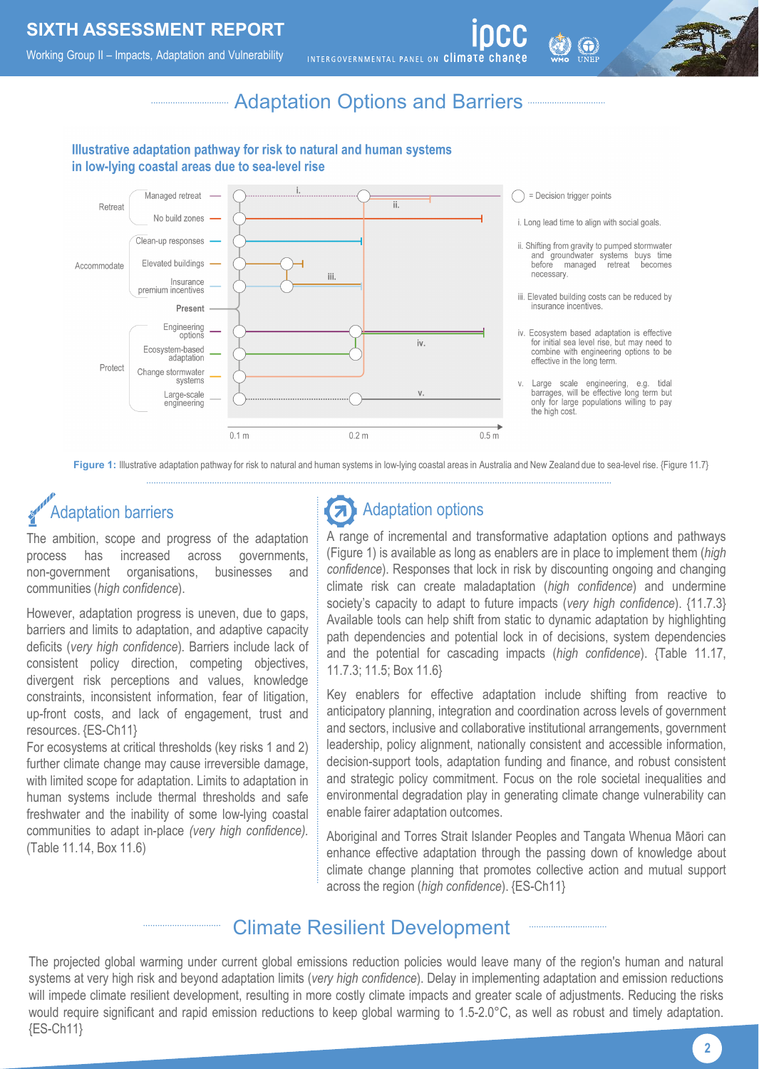## Adaptation Options and Barriers

**Illustrative adaptation pathway for risk to natural and human systems in low-lying coastal areas due to sea-level rise**

Retreat
Managed retreat
No build zones
Accommodate
Clean-up responses
Elevated buildings
Insurance premium incentives
Present
Protect
Engineering options
Ecosystem-based adaptation
Change stormwater systems
Large-scale engineering

i.
ii.
iii.
iv.
v.

0.1 m
0.2 m
0.5 m

○ = Decision trigger points

i. Long lead time to align with social goals.

ii. Shifting from gravity to pumped stormwater and groundwater systems buys time before managed retreat becomes necessary.

iii. Elevated building costs can be reduced by insurance incentives.

iv. Ecosystem based adaptation is effective for initial sea level rise, but may need to combine with engineering options to be effective in the long term.

v. Large scale engineering, e.g. tidal barrages, will be effective long term but only for large populations willing to pay the high cost.

**Figure 1:** Illustrative adaptation pathway for risk to natural and human systems in low-lying coastal areas in Australia and New Zealand due to sea-level rise. {Figure 11.7}

### Adaptation barriers

The ambition, scope and progress of the adaptation process has increased across governments, non-government organisations, businesses and communities (*high confidence*).

However, adaptation progress is uneven, due to gaps, barriers and limits to adaptation, and adaptive capacity deficits (*very high confidence*). Barriers include lack of consistent policy direction, competing objectives, divergent risk perceptions and values, knowledge constraints, inconsistent information, fear of litigation, up-front costs, and lack of engagement, trust and resources. {ES-Ch11}

For ecosystems at critical thresholds (key risks 1 and 2) further climate change may cause irreversible damage, with limited scope for adaptation. Limits to adaptation in human systems include thermal thresholds and safe freshwater and the inability of some low-lying coastal communities to adapt in-place *(very high confidence).* (Table 11.14, Box 11.6)

### Adaptation options

A range of incremental and transformative adaptation options and pathways (Figure 1) is available as long as enablers are in place to implement them (*high confidence*). Responses that lock in risk by discounting ongoing and changing climate risk can create maladaptation (*high confidence*) and undermine society's capacity to adapt to future impacts (*very high confidence*). {11.7.3} Available tools can help shift from static to dynamic adaptation by highlighting path dependencies and potential lock in of decisions, system dependencies and the potential for cascading impacts (*high confidence*). {Table 11.17, 11.7.3; 11.5; Box 11.6}

Key enablers for effective adaptation include shifting from reactive to anticipatory planning, integration and coordination across levels of government and sectors, inclusive and collaborative institutional arrangements, government leadership, policy alignment, nationally consistent and accessible information, decision-support tools, adaptation funding and finance, and robust consistent and strategic policy commitment. Focus on the role societal inequalities and environmental degradation play in generating climate change vulnerability can enable fairer adaptation outcomes.

Aboriginal and Torres Strait Islander Peoples and Tangata Whenua Māori can enhance effective adaptation through the passing down of knowledge about climate change planning that promotes collective action and mutual support across the region (*high confidence*). {ES-Ch11}

## Climate Resilient Development

The projected global warming under current global emissions reduction policies would leave many of the region's human and natural systems at very high risk and beyond adaptation limits (*very high confidence*). Delay in implementing adaptation and emission reductions will impede climate resilient development, resulting in more costly climate impacts and greater scale of adjustments. Reducing the risks would require significant and rapid emission reductions to keep global warming to 1.5-2.0°C, as well as robust and timely adaptation. {ES-Ch11}